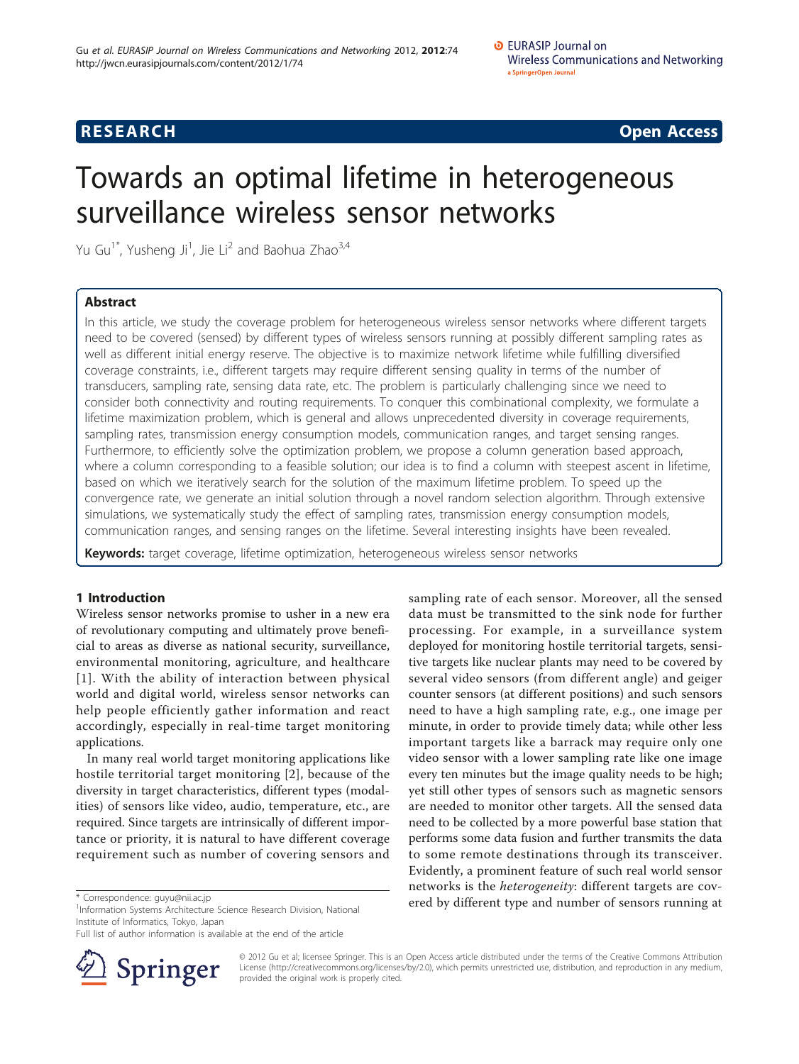RESEARCH Open Access

# Towards an optimal lifetime in heterogeneous surveillance wireless sensor networks

Yu Gu[1*], Yusheng Ji[1], Jie Li[2] and Baohua Zhao[3,4]

## Abstract

In this article, we study the coverage problem for heterogeneous wireless sensor networks where different targets need to be covered (sensed) by different types of wireless sensors running at possibly different sampling rates as well as different initial energy reserve. The objective is to maximize network lifetime while fulfilling diversified coverage constraints, i.e., different targets may require different sensing quality in terms of the number of transducers, sampling rate, sensing data rate, etc. The problem is particularly challenging since we need to consider both connectivity and routing requirements. To conquer this combinational complexity, we formulate a lifetime maximization problem, which is general and allows unprecedented diversity in coverage requirements, sampling rates, transmission energy consumption models, communication ranges, and target sensing ranges. Furthermore, to efficiently solve the optimization problem, we propose a column generation based approach, where a column corresponding to a feasible solution; our idea is to find a column with steepest ascent in lifetime, based on which we iteratively search for the solution of the maximum lifetime problem. To speed up the convergence rate, we generate an initial solution through a novel random selection algorithm. Through extensive simulations, we systematically study the effect of sampling rates, transmission energy consumption models, communication ranges, and sensing ranges on the lifetime. Several interesting insights have been revealed.

**Keywords:** target coverage, lifetime optimization, heterogeneous wireless sensor networks

## 1 Introduction

Wireless sensor networks promise to usher in a new era of revolutionary computing and ultimately prove beneficial to areas as diverse as national security, surveillance, environmental monitoring, agriculture, and healthcare [1]. With the ability of interaction between physical world and digital world, wireless sensor networks can help people efficiently gather information and react accordingly, especially in real-time target monitoring applications.

In many real world target monitoring applications like hostile territorial target monitoring [2], because of the diversity in target characteristics, different types (modalities) of sensors like video, audio, temperature, etc., are required. Since targets are intrinsically of different importance or priority, it is natural to have different coverage requirement such as number of covering sensors and sampling rate of each sensor. Moreover, all the sensed data must be transmitted to the sink node for further processing. For example, in a surveillance system deployed for monitoring hostile territorial targets, sensitive targets like nuclear plants may need to be covered by several video sensors (from different angle) and geiger counter sensors (at different positions) and such sensors need to have a high sampling rate, e.g., one image per minute, in order to provide timely data; while other less important targets like a barrack may require only one video sensor with a lower sampling rate like one image every ten minutes but the image quality needs to be high; yet still other types of sensors such as magnetic sensors are needed to monitor other targets. All the sensed data need to be collected by a more powerful base station that performs some data fusion and further transmits the data to some remote destinations through its transceiver. Evidently, a prominent feature of such real world sensor networks is the *heterogeneity*: different targets are covered by different type and number of sensors running at

\* Correspondence: guyu@nii.ac.jp
[1]Information Systems Architecture Science Research Division, National Institute of Informatics, Tokyo, Japan
Full list of author information is available at the end of the article

© 2012 Gu et al; licensee Springer. This is an Open Access article distributed under the terms of the Creative Commons Attribution License (http://creativecommons.org/licenses/by/2.0), which permits unrestricted use, distribution, and reproduction in any medium, provided the original work is properly cited.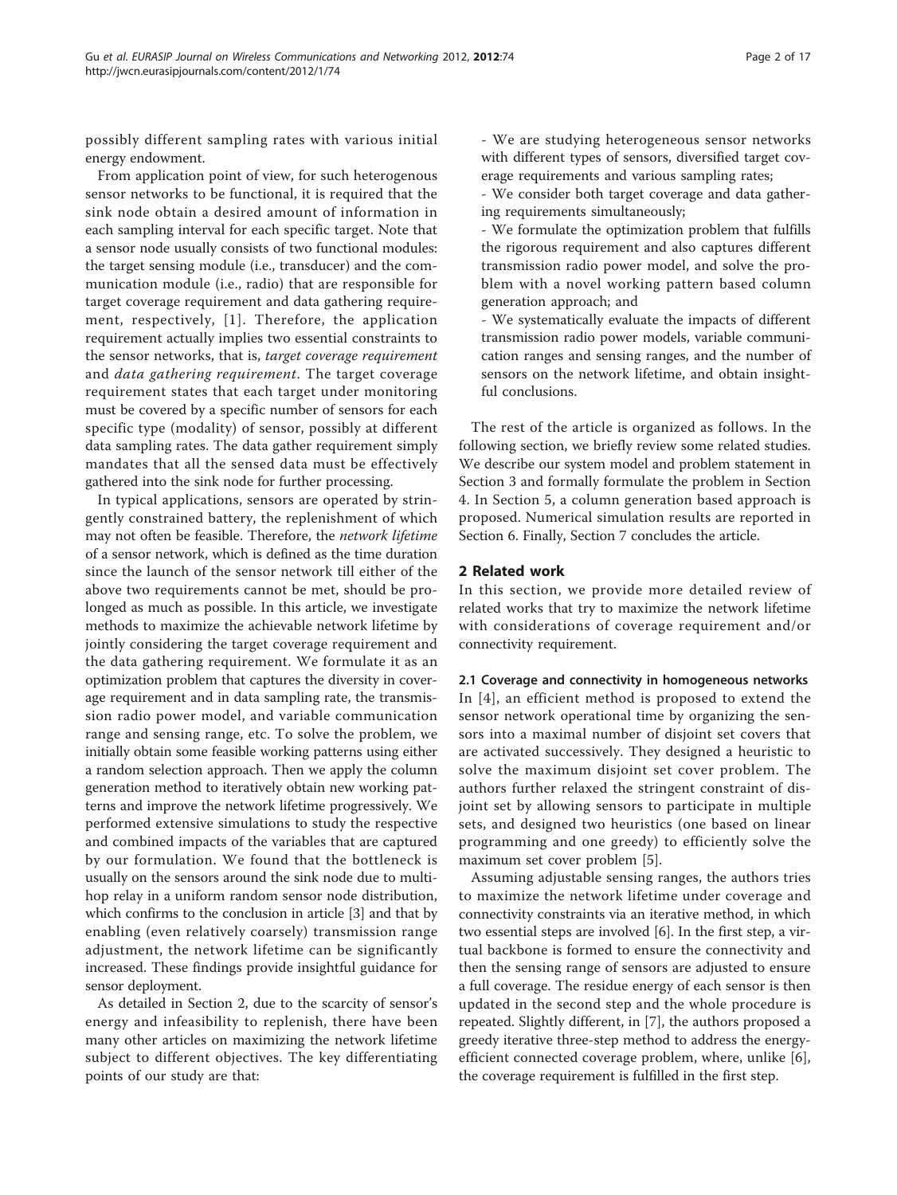possibly different sampling rates with various initial energy endowment.

From application point of view, for such heterogenous sensor networks to be functional, it is required that the sink node obtain a desired amount of information in each sampling interval for each specific target. Note that a sensor node usually consists of two functional modules: the target sensing module (i.e., transducer) and the communication module (i.e., radio) that are responsible for target coverage requirement and data gathering requirement, respectively, [1]. Therefore, the application requirement actually implies two essential constraints to the sensor networks, that is, *target coverage requirement* and *data gathering requirement*. The target coverage requirement states that each target under monitoring must be covered by a specific number of sensors for each specific type (modality) of sensor, possibly at different data sampling rates. The data gather requirement simply mandates that all the sensed data must be effectively gathered into the sink node for further processing.

In typical applications, sensors are operated by stringently constrained battery, the replenishment of which may not often be feasible. Therefore, the *network lifetime* of a sensor network, which is defined as the time duration since the launch of the sensor network till either of the above two requirements cannot be met, should be prolonged as much as possible. In this article, we investigate methods to maximize the achievable network lifetime by jointly considering the target coverage requirement and the data gathering requirement. We formulate it as an optimization problem that captures the diversity in coverage requirement and in data sampling rate, the transmission radio power model, and variable communication range and sensing range, etc. To solve the problem, we initially obtain some feasible working patterns using either a random selection approach. Then we apply the column generation method to iteratively obtain new working patterns and improve the network lifetime progressively. We performed extensive simulations to study the respective and combined impacts of the variables that are captured by our formulation. We found that the bottleneck is usually on the sensors around the sink node due to multihop relay in a uniform random sensor node distribution, which confirms to the conclusion in article [3] and that by enabling (even relatively coarsely) transmission range adjustment, the network lifetime can be significantly increased. These findings provide insightful guidance for sensor deployment.

As detailed in Section 2, due to the scarcity of sensor's energy and infeasibility to replenish, there have been many other articles on maximizing the network lifetime subject to different objectives. The key differentiating points of our study are that:

- We are studying heterogeneous sensor networks with different types of sensors, diversified target coverage requirements and various sampling rates;
- We consider both target coverage and data gathering requirements simultaneously;
- We formulate the optimization problem that fulfills the rigorous requirement and also captures different transmission radio power model, and solve the problem with a novel working pattern based column generation approach; and
- We systematically evaluate the impacts of different transmission radio power models, variable communication ranges and sensing ranges, and the number of sensors on the network lifetime, and obtain insightful conclusions.

The rest of the article is organized as follows. In the following section, we briefly review some related studies. We describe our system model and problem statement in Section 3 and formally formulate the problem in Section 4. In Section 5, a column generation based approach is proposed. Numerical simulation results are reported in Section 6. Finally, Section 7 concludes the article.

## 2 Related work

In this section, we provide more detailed review of related works that try to maximize the network lifetime with considerations of coverage requirement and/or connectivity requirement.

### 2.1 Coverage and connectivity in homogeneous networks

In [4], an efficient method is proposed to extend the sensor network operational time by organizing the sensors into a maximal number of disjoint set covers that are activated successively. They designed a heuristic to solve the maximum disjoint set cover problem. The authors further relaxed the stringent constraint of disjoint set by allowing sensors to participate in multiple sets, and designed two heuristics (one based on linear programming and one greedy) to efficiently solve the maximum set cover problem [5].

Assuming adjustable sensing ranges, the authors tries to maximize the network lifetime under coverage and connectivity constraints via an iterative method, in which two essential steps are involved [6]. In the first step, a virtual backbone is formed to ensure the connectivity and then the sensing range of sensors are adjusted to ensure a full coverage. The residue energy of each sensor is then updated in the second step and the whole procedure is repeated. Slightly different, in [7], the authors proposed a greedy iterative three-step method to address the energy-efficient connected coverage problem, where, unlike [6], the coverage requirement is fulfilled in the first step.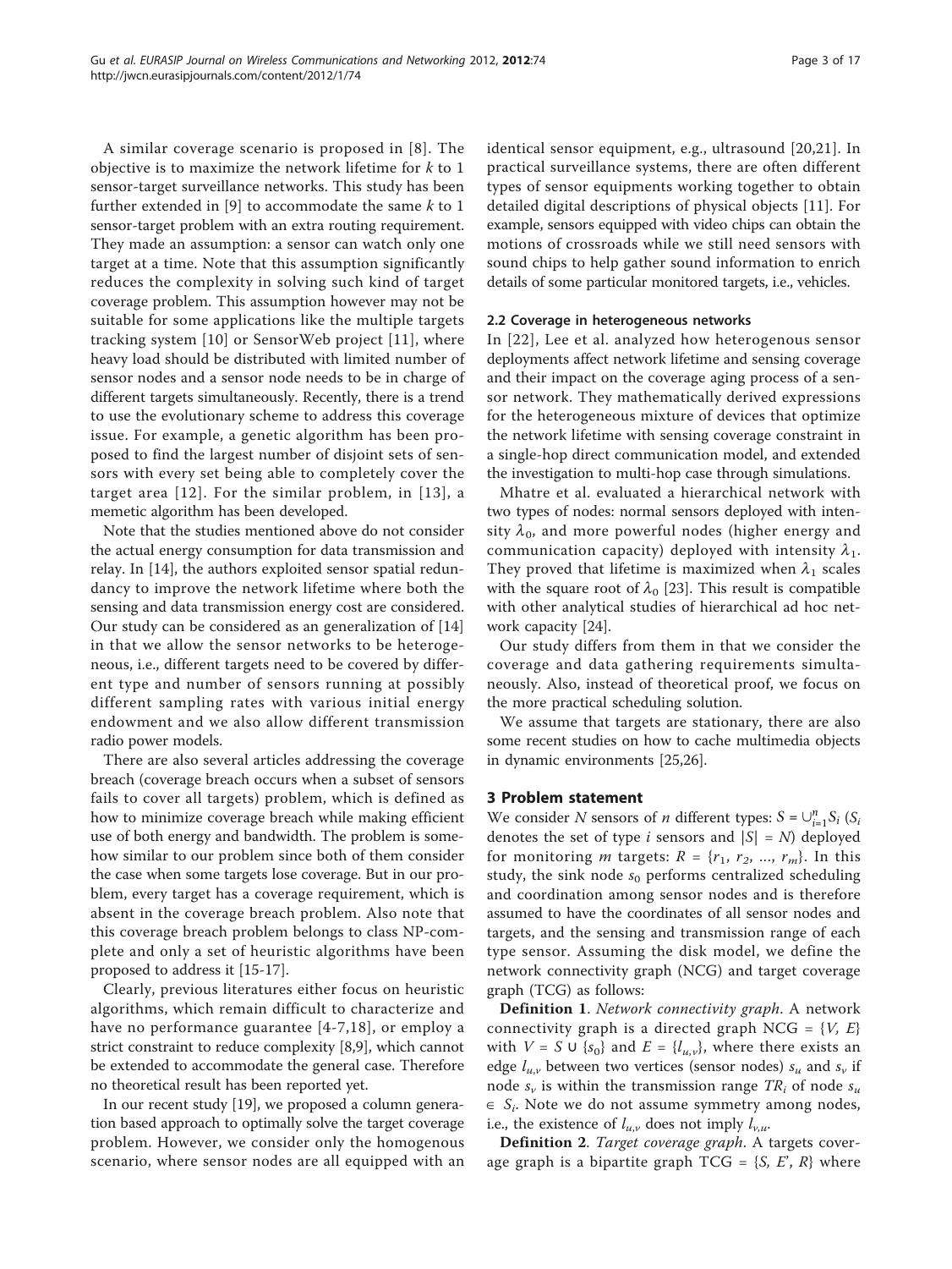A similar coverage scenario is proposed in [8]. The objective is to maximize the network lifetime for $k$ to 1 sensor-target surveillance networks. This study has been further extended in [9] to accommodate the same $k$ to 1 sensor-target problem with an extra routing requirement. They made an assumption: a sensor can watch only one target at a time. Note that this assumption significantly reduces the complexity in solving such kind of target coverage problem. This assumption however may not be suitable for some applications like the multiple targets tracking system [10] or SensorWeb project [11], where heavy load should be distributed with limited number of sensor nodes and a sensor node needs to be in charge of different targets simultaneously. Recently, there is a trend to use the evolutionary scheme to address this coverage issue. For example, a genetic algorithm has been proposed to find the largest number of disjoint sets of sensors with every set being able to completely cover the target area [12]. For the similar problem, in [13], a memetic algorithm has been developed.

Note that the studies mentioned above do not consider the actual energy consumption for data transmission and relay. In [14], the authors exploited sensor spatial redundancy to improve the network lifetime where both the sensing and data transmission energy cost are considered. Our study can be considered as an generalization of [14] in that we allow the sensor networks to be heterogeneous, i.e., different targets need to be covered by different type and number of sensors running at possibly different sampling rates with various initial energy endowment and we also allow different transmission radio power models.

There are also several articles addressing the coverage breach (coverage breach occurs when a subset of sensors fails to cover all targets) problem, which is defined as how to minimize coverage breach while making efficient use of both energy and bandwidth. The problem is somehow similar to our problem since both of them consider the case when some targets lose coverage. But in our problem, every target has a coverage requirement, which is absent in the coverage breach problem. Also note that this coverage breach problem belongs to class NP-complete and only a set of heuristic algorithms have been proposed to address it [15-17].

Clearly, previous literatures either focus on heuristic algorithms, which remain difficult to characterize and have no performance guarantee [4-7,18], or employ a strict constraint to reduce complexity [8,9], which cannot be extended to accommodate the general case. Therefore no theoretical result has been reported yet.

In our recent study [19], we proposed a column generation based approach to optimally solve the target coverage problem. However, we consider only the homogenous scenario, where sensor nodes are all equipped with an identical sensor equipment, e.g., ultrasound [20,21]. In practical surveillance systems, there are often different types of sensor equipments working together to obtain detailed digital descriptions of physical objects [11]. For example, sensors equipped with video chips can obtain the motions of crossroads while we still need sensors with sound chips to help gather sound information to enrich details of some particular monitored targets, i.e., vehicles.

### 2.2 Coverage in heterogeneous networks

In [22], Lee et al. analyzed how heterogenous sensor deployments affect network lifetime and sensing coverage and their impact on the coverage aging process of a sensor network. They mathematically derived expressions for the heterogeneous mixture of devices that optimize the network lifetime with sensing coverage constraint in a single-hop direct communication model, and extended the investigation to multi-hop case through simulations.

Mhatre et al. evaluated a hierarchical network with two types of nodes: normal sensors deployed with intensity $\lambda_0$, and more powerful nodes (higher energy and communication capacity) deployed with intensity $\lambda_1$. They proved that lifetime is maximized when $\lambda_1$ scales with the square root of $\lambda_0$ [23]. This result is compatible with other analytical studies of hierarchical ad hoc network capacity [24].

Our study differs from them in that we consider the coverage and data gathering requirements simultaneously. Also, instead of theoretical proof, we focus on the more practical scheduling solution.

We assume that targets are stationary, there are also some recent studies on how to cache multimedia objects in dynamic environments [25,26].

## 3 Problem statement

We consider $N$ sensors of $n$ different types: $S = \cup_{i=1}^{n} S_i$ ($S_i$ denotes the set of type $i$ sensors and $|S| = N$) deployed for monitoring $m$ targets: $R = \{r_1, r_2, ..., r_m\}$. In this study, the sink node $s_0$ performs centralized scheduling and coordination among sensor nodes and is therefore assumed to have the coordinates of all sensor nodes and targets, and the sensing and transmission range of each type sensor. Assuming the disk model, we define the network connectivity graph (NCG) and target coverage graph (TCG) as follows:

**Definition 1**. *Network connectivity graph*. A network connectivity graph is a directed graph NCG = $\{V, E\}$ with $V = S \cup \{s_0\}$ and $E = \{l_{u,v}\}$, where there exists an edge $l_{u,v}$ between two vertices (sensor nodes) $s_u$ and $s_v$ if node $s_v$ is within the transmission range $TR_i$ of node $s_u \in S_i$. Note we do not assume symmetry among nodes, i.e., the existence of $l_{u,v}$ does not imply $l_{v,u}$.

**Definition 2**. *Target coverage graph*. A targets coverage graph is a bipartite graph TCG = $\{S, E', R\}$ where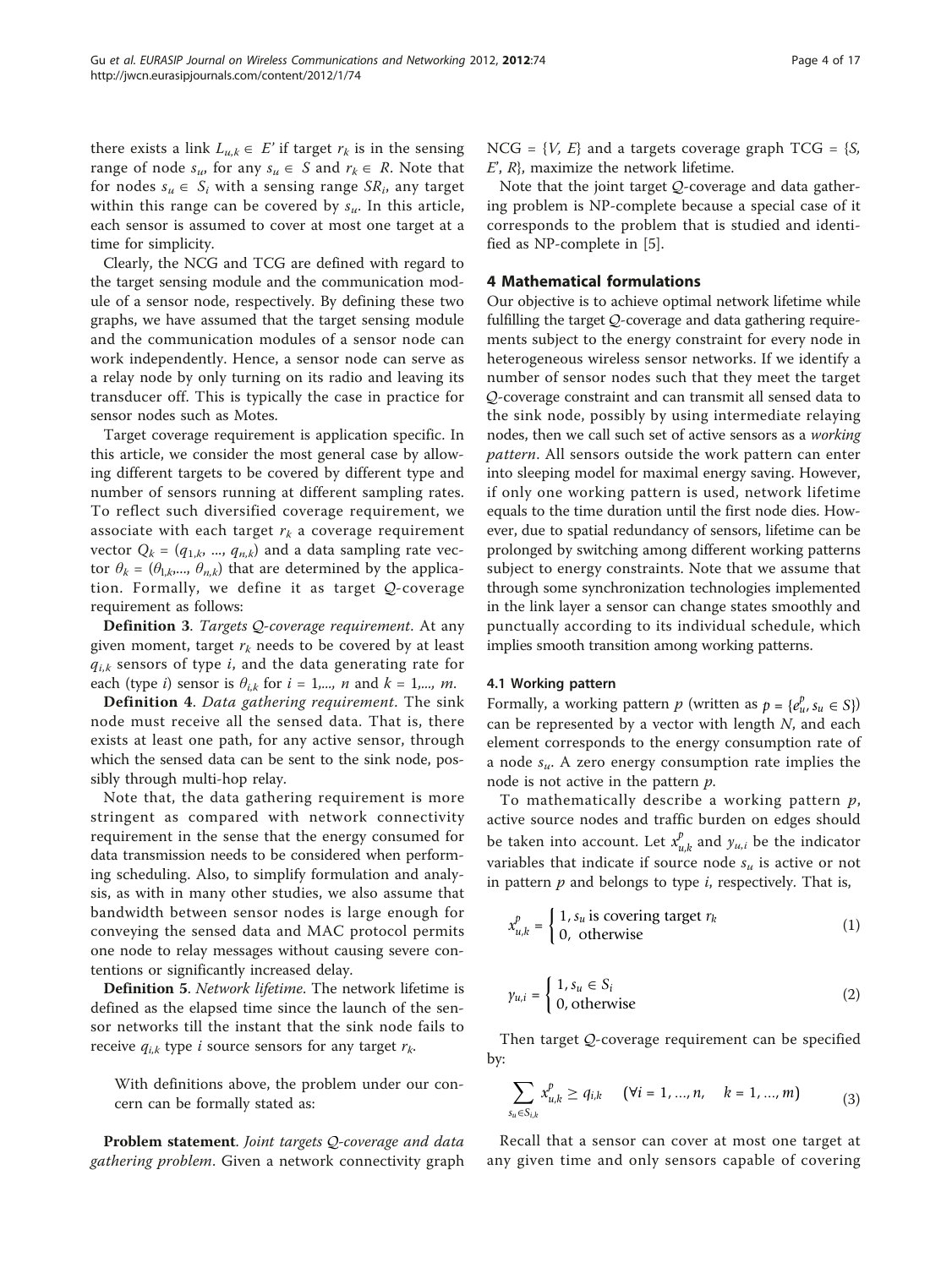there exists a link $L_{u,k} \in E'$ if target $r_k$ is in the sensing range of node $s_u$, for any $s_u \in S$ and $r_k \in R$. Note that for nodes $s_u \in S_i$ with a sensing range $SR_i$, any target within this range can be covered by $s_u$. In this article, each sensor is assumed to cover at most one target at a time for simplicity.

Clearly, the NCG and TCG are defined with regard to the target sensing module and the communication module of a sensor node, respectively. By defining these two graphs, we have assumed that the target sensing module and the communication modules of a sensor node can work independently. Hence, a sensor node can serve as a relay node by only turning on its radio and leaving its transducer off. This is typically the case in practice for sensor nodes such as Motes.

Target coverage requirement is application specific. In this article, we consider the most general case by allowing different targets to be covered by different type and number of sensors running at different sampling rates. To reflect such diversified coverage requirement, we associate with each target $r_k$ a coverage requirement vector $Q_k = (q_{1,k}, ..., q_{n,k})$ and a data sampling rate vector $\theta_k = (\theta_{1,k},..., \theta_{n,k})$ that are determined by the application. Formally, we define it as target $\mathcal{Q}$-coverage requirement as follows:

**Definition 3**. *Targets $\mathcal{Q}$-coverage requirement*. At any given moment, target $r_k$ needs to be covered by at least $q_{i,k}$ sensors of type $i$, and the data generating rate for each (type $i$) sensor is $\theta_{i,k}$ for $i = 1,..., n$ and $k = 1,..., m$.

**Definition 4**. *Data gathering requirement*. The sink node must receive all the sensed data. That is, there exists at least one path, for any active sensor, through which the sensed data can be sent to the sink node, possibly through multi-hop relay.

Note that, the data gathering requirement is more stringent as compared with network connectivity requirement in the sense that the energy consumed for data transmission needs to be considered when performing scheduling. Also, to simplify formulation and analysis, as with in many other studies, we also assume that bandwidth between sensor nodes is large enough for conveying the sensed data and MAC protocol permits one node to relay messages without causing severe contentions or significantly increased delay.

**Definition 5**. *Network lifetime*. The network lifetime is defined as the elapsed time since the launch of the sensor networks till the instant that the sink node fails to receive $q_{i,k}$ type $i$ source sensors for any target $r_k$.

With definitions above, the problem under our concern can be formally stated as:

**Problem statement**. *Joint targets $\mathcal{Q}$-coverage and data gathering problem*. Given a network connectivity graph NCG = {$V$, $E$} and a targets coverage graph TCG = {$S$, $E'$, $R$}, maximize the network lifetime.

Note that the joint target $\mathcal{Q}$-coverage and data gathering problem is NP-complete because a special case of it corresponds to the problem that is studied and identified as NP-complete in [5].

## 4 Mathematical formulations

Our objective is to achieve optimal network lifetime while fulfilling the target $\mathcal{Q}$-coverage and data gathering requirements subject to the energy constraint for every node in heterogeneous wireless sensor networks. If we identify a number of sensor nodes such that they meet the target $\mathcal{Q}$-coverage constraint and can transmit all sensed data to the sink node, possibly by using intermediate relaying nodes, then we call such set of active sensors as a *working pattern*. All sensors outside the work pattern can enter into sleeping model for maximal energy saving. However, if only one working pattern is used, network lifetime equals to the time duration until the first node dies. However, due to spatial redundancy of sensors, lifetime can be prolonged by switching among different working patterns subject to energy constraints. Note that we assume that through some synchronization technologies implemented in the link layer a sensor can change states smoothly and punctually according to its individual schedule, which implies smooth transition among working patterns.

### 4.1 Working pattern

Formally, a working pattern $p$ (written as $p = \{e_u^p, s_u \in S\}$) can be represented by a vector with length $N$, and each element corresponds to the energy consumption rate of a node $s_u$. A zero energy consumption rate implies the node is not active in the pattern $p$.

To mathematically describe a working pattern $p$, active source nodes and traffic burden on edges should be taken into account. Let $x_{u,k}^p$ and $y_{u,i}$ be the indicator variables that indicate if source node $s_u$ is active or not in pattern $p$ and belongs to type $i$, respectively. That is,

$$x_{u,k}^p = \begin{cases} 1, s_u \text{ is covering target } r_k \\ 0, \text{ otherwise} \end{cases} \tag{1}$$

$$y_{u,i} = \begin{cases} 1, s_u \in S_i \\ 0, \text{otherwise} \end{cases} \tag{2}$$

Then target $\mathcal{Q}$-coverage requirement can be specified by:

$$\sum_{s_u \in S_{i,k}} x_{u,k}^p \geq q_{i,k} \quad (\forall i = 1, ..., n, \quad k = 1, ..., m) \tag{3}$$

Recall that a sensor can cover at most one target at any given time and only sensors capable of covering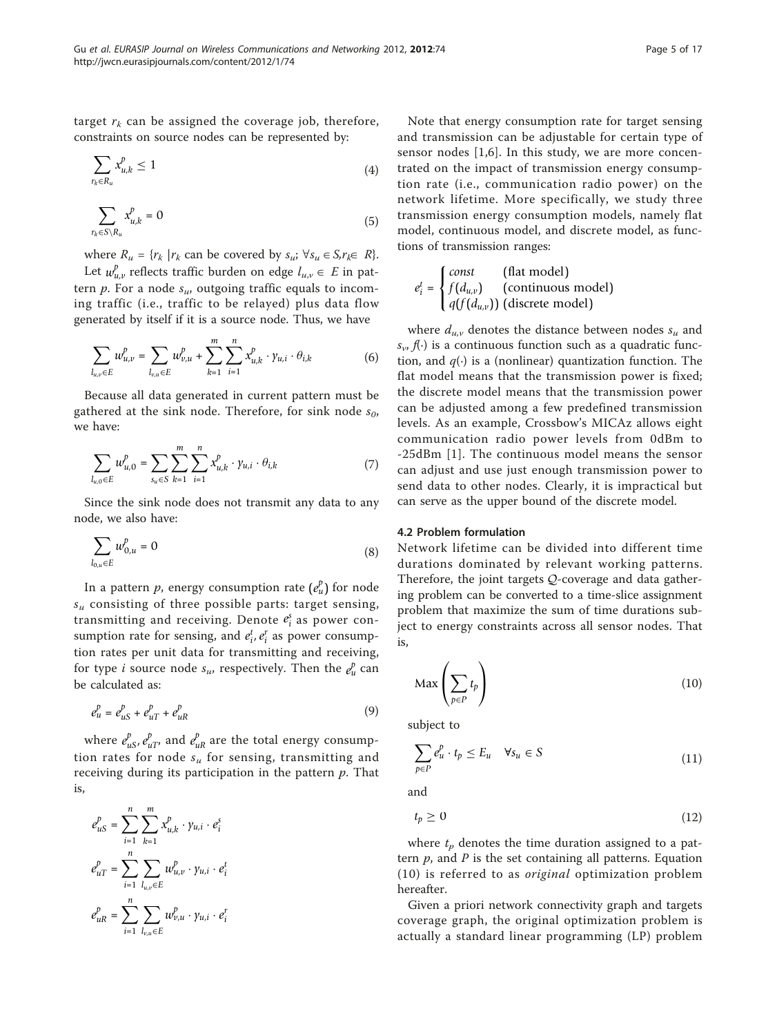target $r_k$ can be assigned the coverage job, therefore, constraints on source nodes can be represented by:

$$\sum_{r_k \in R_u} x_{u,k}^p \leq 1 \tag{4}$$

$$\sum_{r_k \in S \setminus R_u} x_{u,k}^p = 0 \tag{5}$$

where $R_u = \{r_k \mid r_k$ can be covered by $s_u$; $\forall s_u \in S, r_k \in R\}$.

Let $w_{u,v}^p$ reflects traffic burden on edge $l_{u,v} \in E$ in pattern $p$. For a node $s_u$, outgoing traffic equals to incoming traffic (i.e., traffic to be relayed) plus data flow generated by itself if it is a source node. Thus, we have

$$\sum_{l_{u,v} \in E} w_{u,v}^p = \sum_{l_{v,u} \in E} w_{v,u}^p + \sum_{k=1}^{m} \sum_{i=1}^{n} x_{u,k}^p \cdot \gamma_{u,i} \cdot \theta_{i,k} \tag{6}$$

Because all data generated in current pattern must be gathered at the sink node. Therefore, for sink node $s_0$, we have:

$$\sum_{l_{u,0} \in E} w_{u,0}^p = \sum_{s_u \in S} \sum_{k=1}^{m} \sum_{i=1}^{n} x_{u,k}^p \cdot \gamma_{u,i} \cdot \theta_{i,k} \tag{7}$$

Since the sink node does not transmit any data to any node, we also have:

$$\sum_{l_{0,u} \in E} w_{0,u}^p = 0 \tag{8}$$

In a pattern $p$, energy consumption rate ($e_u^p$) for node $s_u$ consisting of three possible parts: target sensing, transmitting and receiving. Denote $e_i^s$ as power consumption rate for sensing, and $e_i^t$, $e_i^r$ as power consumption rates per unit data for transmitting and receiving, for type $i$ source node $s_u$, respectively. Then the $e_u^p$ can be calculated as:

$$e_u^p = e_{uS}^p + e_{uT}^p + e_{uR}^p \tag{9}$$

where $e_{uS}^p$, $e_{uT}^p$, and $e_{uR}^p$ are the total energy consumption rates for node $s_u$ for sensing, transmitting and receiving during its participation in the pattern $p$. That is,

$$e_{uS}^p = \sum_{i=1}^{n} \sum_{k=1}^{m} x_{u,k}^p \cdot \gamma_{u,i} \cdot e_i^s$$

$$e_{uT}^p = \sum_{i=1}^{n} \sum_{l_{u,v} \in E} w_{u,v}^p \cdot \gamma_{u,i} \cdot e_i^t$$

$$e_{uR}^p = \sum_{i=1}^{n} \sum_{l_{v,u} \in E} w_{v,u}^p \cdot \gamma_{u,i} \cdot e_i^r$$

Note that energy consumption rate for target sensing and transmission can be adjustable for certain type of sensor nodes [1,6]. In this study, we are more concentrated on the impact of transmission energy consumption rate (i.e., communication radio power) on the network lifetime. More specifically, we study three transmission energy consumption models, namely flat model, continuous model, and discrete model, as functions of transmission ranges:

$$e_i^t = \begin{cases} const & \text{(flat model)} \\ f(d_{u,v}) & \text{(continuous model)} \\ q(f(d_{u,v})) & \text{(discrete model)} \end{cases}$$

where $d_{u,v}$ denotes the distance between nodes $s_u$ and $s_v$, $f(\cdot)$ is a continuous function such as a quadratic function, and $q(\cdot)$ is a (nonlinear) quantization function. The flat model means that the transmission power is fixed; the discrete model means that the transmission power can be adjusted among a few predefined transmission levels. As an example, Crossbow's MICAz allows eight communication radio power levels from 0dBm to -25dBm [1]. The continuous model means the sensor can adjust and use just enough transmission power to send data to other nodes. Clearly, it is impractical but can serve as the upper bound of the discrete model.

### 4.2 Problem formulation

Network lifetime can be divided into different time durations dominated by relevant working patterns. Therefore, the joint targets $\mathcal{Q}$-coverage and data gathering problem can be converted to a time-slice assignment problem that maximize the sum of time durations subject to energy constraints across all sensor nodes. That is,

$$\text{Max}\left(\sum_{p \in P} t_p\right) \tag{10}$$

subject to

$$\sum_{p \in P} e_u^p \cdot t_p \leq E_u \quad \forall s_u \in S \tag{11}$$

and

$$t_p \geq 0 \tag{12}$$

where $t_p$ denotes the time duration assigned to a pattern $p$, and $P$ is the set containing all patterns. Equation (10) is referred to as *original* optimization problem hereafter.

Given a priori network connectivity graph and targets coverage graph, the original optimization problem is actually a standard linear programming (LP) problem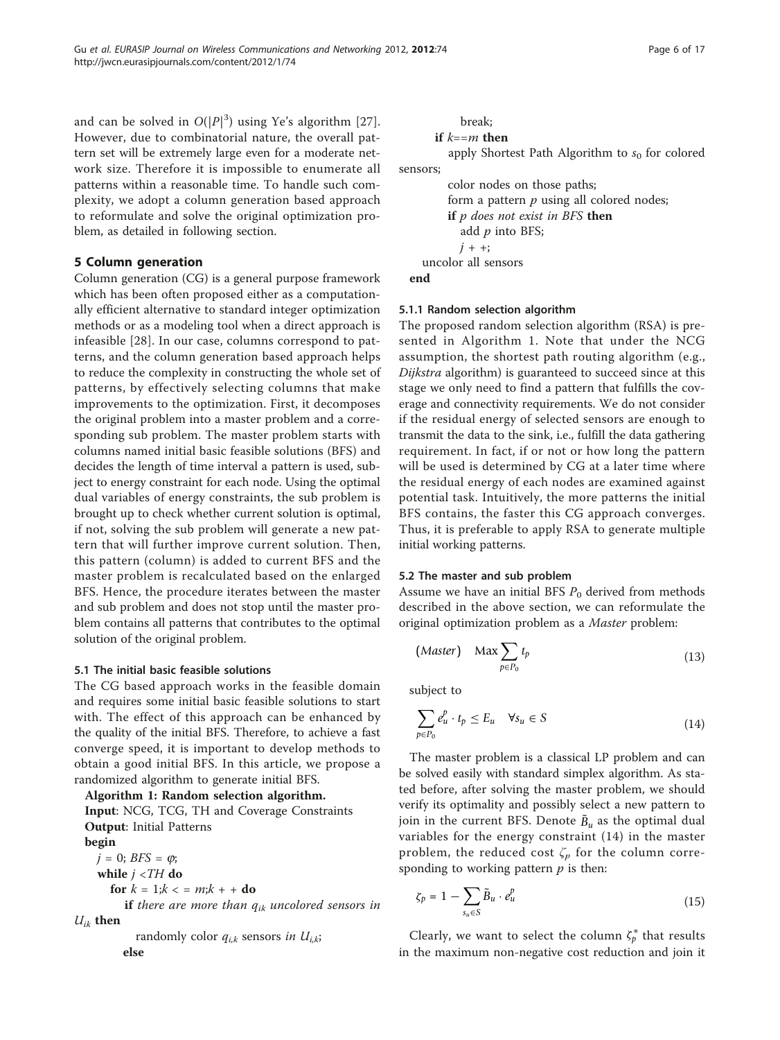and can be solved in $O(|P|^3)$ using Ye's algorithm [27]. However, due to combinatorial nature, the overall pattern set will be extremely large even for a moderate network size. Therefore it is impossible to enumerate all patterns within a reasonable time. To handle such complexity, we adopt a column generation based approach to reformulate and solve the original optimization problem, as detailed in following section.

## 5 Column generation

Column generation (CG) is a general purpose framework which has been often proposed either as a computationally efficient alternative to standard integer optimization methods or as a modeling tool when a direct approach is infeasible [28]. In our case, columns correspond to patterns, and the column generation based approach helps to reduce the complexity in constructing the whole set of patterns, by effectively selecting columns that make improvements to the optimization. First, it decomposes the original problem into a master problem and a corresponding sub problem. The master problem starts with columns named initial basic feasible solutions (BFS) and decides the length of time interval a pattern is used, subject to energy constraint for each node. Using the optimal dual variables of energy constraints, the sub problem is brought up to check whether current solution is optimal, if not, solving the sub problem will generate a new pattern that will further improve current solution. Then, this pattern (column) is added to current BFS and the master problem is recalculated based on the enlarged BFS. Hence, the procedure iterates between the master and sub problem and does not stop until the master problem contains all patterns that contributes to the optimal solution of the original problem.

### 5.1 The initial basic feasible solutions

The CG based approach works in the feasible domain and requires some initial basic feasible solutions to start with. The effect of this approach can be enhanced by the quality of the initial BFS. Therefore, to achieve a fast converge speed, it is important to develop methods to obtain a good initial BFS. In this article, we propose a randomized algorithm to generate initial BFS.

**Algorithm 1: Random selection algorithm.**
**Input**: NCG, TCG, TH and Coverage Constraints
**Output**: Initial Patterns
**begin**
  $j = 0$; $BFS = \varphi$;
  **while** $j < TH$ **do**
    **for** $k = 1; k <= m; k++$ **do**
      **if** *there are more than* $q_{ik}$ *uncolored sensors in* $U_{ik}$ **then**
        randomly color $q_{i,k}$ sensors *in* $U_{i,k}$;
      **else**
        break;
    **if** $k == m$ **then**
      apply Shortest Path Algorithm to $s_0$ for colored sensors;
      color nodes on those paths;
      form a pattern $p$ using all colored nodes;
      **if** *p does not exist in BFS* **then**
        add $p$ into BFS;
        $j++$;
  uncolor all sensors
**end**

#### 5.1.1 Random selection algorithm

The proposed random selection algorithm (RSA) is presented in Algorithm 1. Note that under the NCG assumption, the shortest path routing algorithm (e.g., *Dijkstra* algorithm) is guaranteed to succeed since at this stage we only need to find a pattern that fulfills the coverage and connectivity requirements. We do not consider if the residual energy of selected sensors are enough to transmit the data to the sink, i.e., fulfill the data gathering requirement. In fact, if or not or how long the pattern will be used is determined by CG at a later time where the residual energy of each nodes are examined against potential task. Intuitively, the more patterns the initial BFS contains, the faster this CG approach converges. Thus, it is preferable to apply RSA to generate multiple initial working patterns.

### 5.2 The master and sub problem

Assume we have an initial BFS $P_0$ derived from methods described in the above section, we can reformulate the original optimization problem as a *Master* problem:

$$(Master) \quad \text{Max} \sum_{p \in P_0} t_p \tag{13}$$

subject to

$$\sum_{p \in P_0} e_u^p \cdot t_p \leq E_u \quad \forall s_u \in S \tag{14}$$

The master problem is a classical LP problem and can be solved easily with standard simplex algorithm. As stated before, after solving the master problem, we should verify its optimality and possibly select a new pattern to join in the current BFS. Denote $\tilde{B}_u$ as the optimal dual variables for the energy constraint (14) in the master problem, the reduced cost $\zeta_p$ for the column corresponding to working pattern $p$ is then:

$$\zeta_p = 1 - \sum_{s_u \in S} \tilde{B}_u \cdot e_u^p \tag{15}$$

Clearly, we want to select the column $\zeta_p^*$ that results in the maximum non-negative cost reduction and join it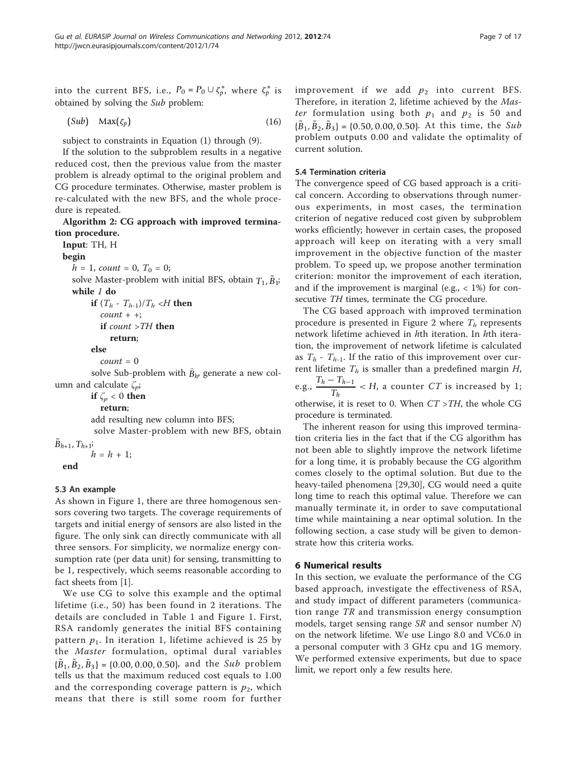into the current BFS, i.e., $P_0 = P_0 \cup \zeta_p^*$, where $\zeta_p^*$ is obtained by solving the *Sub* problem:

$$(Sub) \quad \text{Max}(\zeta_p) \tag{16}$$

subject to constraints in Equation (1) through (9).

If the solution to the subproblem results in a negative reduced cost, then the previous value from the master problem is already optimal to the original problem and CG procedure terminates. Otherwise, master problem is re-calculated with the new BFS, and the whole procedure is repeated.

**Algorithm 2: CG approach with improved termination procedure.**

```
Input: TH, H
begin
    h = 1, count = 0, T_0 = 0;
    solve Master-problem with initial BFS, obtain T_1, B̃_1;
    while 1 do
        if (T_h - T_{h-1})/T_h < H then
            count + +;
            if count > TH then
                return;
        else
            count = 0
        solve Sub-problem with B̃_h, generate a new column and calculate ζ_p;
        if ζ_p < 0 then
            return;
        add resulting new column into BFS;
        solve Master-problem with new BFS, obtain B̃_{h+1}, T_{h+1};
        h = h + 1;
end
```

### 5.3 An example

As shown in Figure 1, there are three homogenous sensors covering two targets. The coverage requirements of targets and initial energy of sensors are also listed in the figure. The only sink can directly communicate with all three sensors. For simplicity, we normalize energy consumption rate (per data unit) for sensing, transmitting to be 1, respectively, which seems reasonable according to fact sheets from [1].

We use CG to solve this example and the optimal lifetime (i.e., 50) has been found in 2 iterations. The details are concluded in Table 1 and Figure 1. First, RSA randomly generates the initial BFS containing pattern $p_1$. In iteration 1, lifetime achieved is 25 by the *Master* formulation, optimal dural variables $\{\tilde{B}_1, \tilde{B}_2, \tilde{B}_3\} = \{0.00, 0.00, 0.50\}$, and the *Sub* problem tells us that the maximum reduced cost equals to 1.00 and the corresponding coverage pattern is $p_2$, which means that there is still some room for further improvement if we add $p_2$ into current BFS. Therefore, in iteration 2, lifetime achieved by the *Master* formulation using both $p_1$ and $p_2$ is 50 and $\{\tilde{B}_1, \tilde{B}_2, \tilde{B}_3\} = \{0.50, 0.00, 0.50\}$. At this time, the *Sub* problem outputs 0.00 and validate the optimality of current solution.

### 5.4 Termination criteria

The convergence speed of CG based approach is a critical concern. According to observations through numerous experiments, in most cases, the termination criterion of negative reduced cost given by subproblem works efficiently; however in certain cases, the proposed approach will keep on iterating with a very small improvement in the objective function of the master problem. To speed up, we propose another termination criterion: monitor the improvement of each iteration, and if the improvement is marginal (e.g., < 1%) for consecutive *TH* times, terminate the CG procedure.

The CG based approach with improved termination procedure is presented in Figure 2 where $T_h$ represents network lifetime achieved in *h*th iteration. In *h*th iteration, the improvement of network lifetime is calculated as $T_h$ - $T_{h-1}$. If the ratio of this improvement over current lifetime $T_h$ is smaller than a predefined margin *H*, e.g., $\frac{T_h - T_{h-1}}{T_h} < H$, a counter *CT* is increased by 1; otherwise, it is reset to 0. When *CT* >*TH*, the whole CG procedure is terminated.

The inherent reason for using this improved termination criteria lies in the fact that if the CG algorithm has not been able to slightly improve the network lifetime for a long time, it is probably because the CG algorithm comes closely to the optimal solution. But due to the heavy-tailed phenomena [29,30], CG would need a quite long time to reach this optimal value. Therefore we can manually terminate it, in order to save computational time while maintaining a near optimal solution. In the following section, a case study will be given to demonstrate how this criteria works.

## 6 Numerical results

In this section, we evaluate the performance of the CG based approach, investigate the effectiveness of RSA, and study impact of different parameters (communication range *TR* and transmission energy consumption models, target sensing range *SR* and sensor number *N*) on the network lifetime. We use Lingo 8.0 and VC6.0 in a personal computer with 3 GHz cpu and 1G memory. We performed extensive experiments, but due to space limit, we report only a few results here.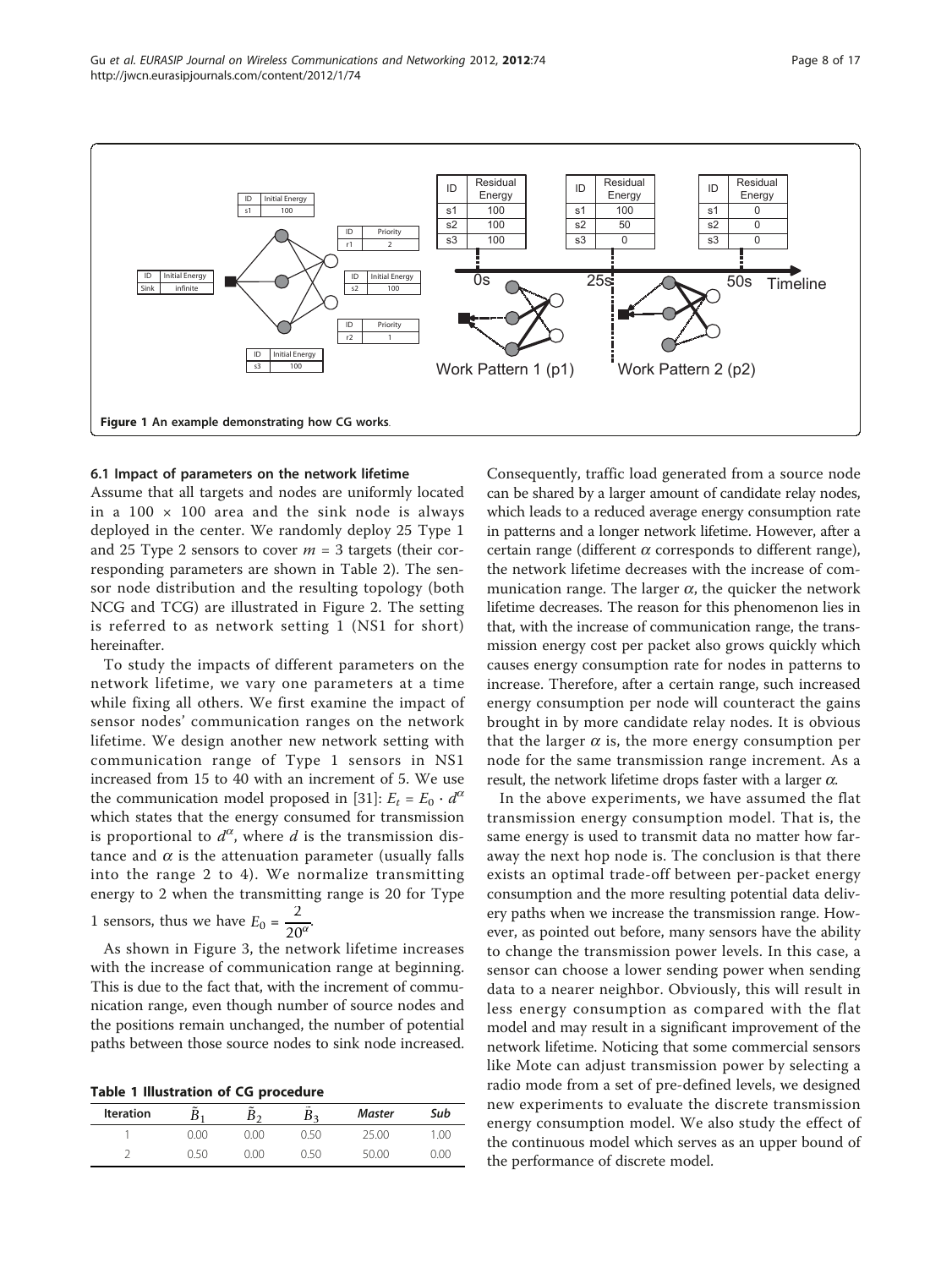Figure 1 An example demonstrating how CG works.

### 6.1 Impact of parameters on the network lifetime

Assume that all targets and nodes are uniformly located in a 100 × 100 area and the sink node is always deployed in the center. We randomly deploy 25 Type 1 and 25 Type 2 sensors to cover $m = 3$ targets (their corresponding parameters are shown in Table 2). The sensor node distribution and the resulting topology (both NCG and TCG) are illustrated in Figure 2. The setting is referred to as network setting 1 (NS1 for short) hereinafter.

To study the impacts of different parameters on the network lifetime, we vary one parameters at a time while fixing all others. We first examine the impact of sensor nodes' communication ranges on the network lifetime. We design another new network setting with communication range of Type 1 sensors in NS1 increased from 15 to 40 with an increment of 5. We use the communication model proposed in [31]: $E_t = E_0 \cdot d^{\alpha}$ which states that the energy consumed for transmission is proportional to $d^{\alpha}$, where $d$ is the transmission distance and $\alpha$ is the attenuation parameter (usually falls into the range 2 to 4). We normalize transmitting energy to 2 when the transmitting range is 20 for Type 1 sensors, thus we have $E_0 = \frac{2}{20^{\alpha}}$.

As shown in Figure 3, the network lifetime increases with the increase of communication range at beginning. This is due to the fact that, with the increment of communication range, even though number of source nodes and the positions remain unchanged, the number of potential paths between those source nodes to sink node increased.

**Table 1 Illustration of CG procedure**

| Iteration | $\tilde{B}_1$ | $\tilde{B}_2$ | $\tilde{B}_3$ | *Master* | *Sub* |
|---|---|---|---|---|---|
| 1 | 0.00 | 0.00 | 0.50 | 25.00 | 1.00 |
| 2 | 0.50 | 0.00 | 0.50 | 50.00 | 0.00 |

Consequently, traffic load generated from a source node can be shared by a larger amount of candidate relay nodes, which leads to a reduced average energy consumption rate in patterns and a longer network lifetime. However, after a certain range (different $\alpha$ corresponds to different range), the network lifetime decreases with the increase of communication range. The larger $\alpha$, the quicker the network lifetime decreases. The reason for this phenomenon lies in that, with the increase of communication range, the transmission energy cost per packet also grows quickly which causes energy consumption rate for nodes in patterns to increase. Therefore, after a certain range, such increased energy consumption per node will counteract the gains brought in by more candidate relay nodes. It is obvious that the larger $\alpha$ is, the more energy consumption per node for the same transmission range increment. As a result, the network lifetime drops faster with a larger $\alpha$.

In the above experiments, we have assumed the flat transmission energy consumption model. That is, the same energy is used to transmit data no matter how faraway the next hop node is. The conclusion is that there exists an optimal trade-off between per-packet energy consumption and the more resulting potential data delivery paths when we increase the transmission range. However, as pointed out before, many sensors have the ability to change the transmission power levels. In this case, a sensor can choose a lower sending power when sending data to a nearer neighbor. Obviously, this will result in less energy consumption as compared with the flat model and may result in a significant improvement of the network lifetime. Noticing that some commercial sensors like Mote can adjust transmission power by selecting a radio mode from a set of pre-defined levels, we designed new experiments to evaluate the discrete transmission energy consumption model. We also study the effect of the continuous model which serves as an upper bound of the performance of discrete model.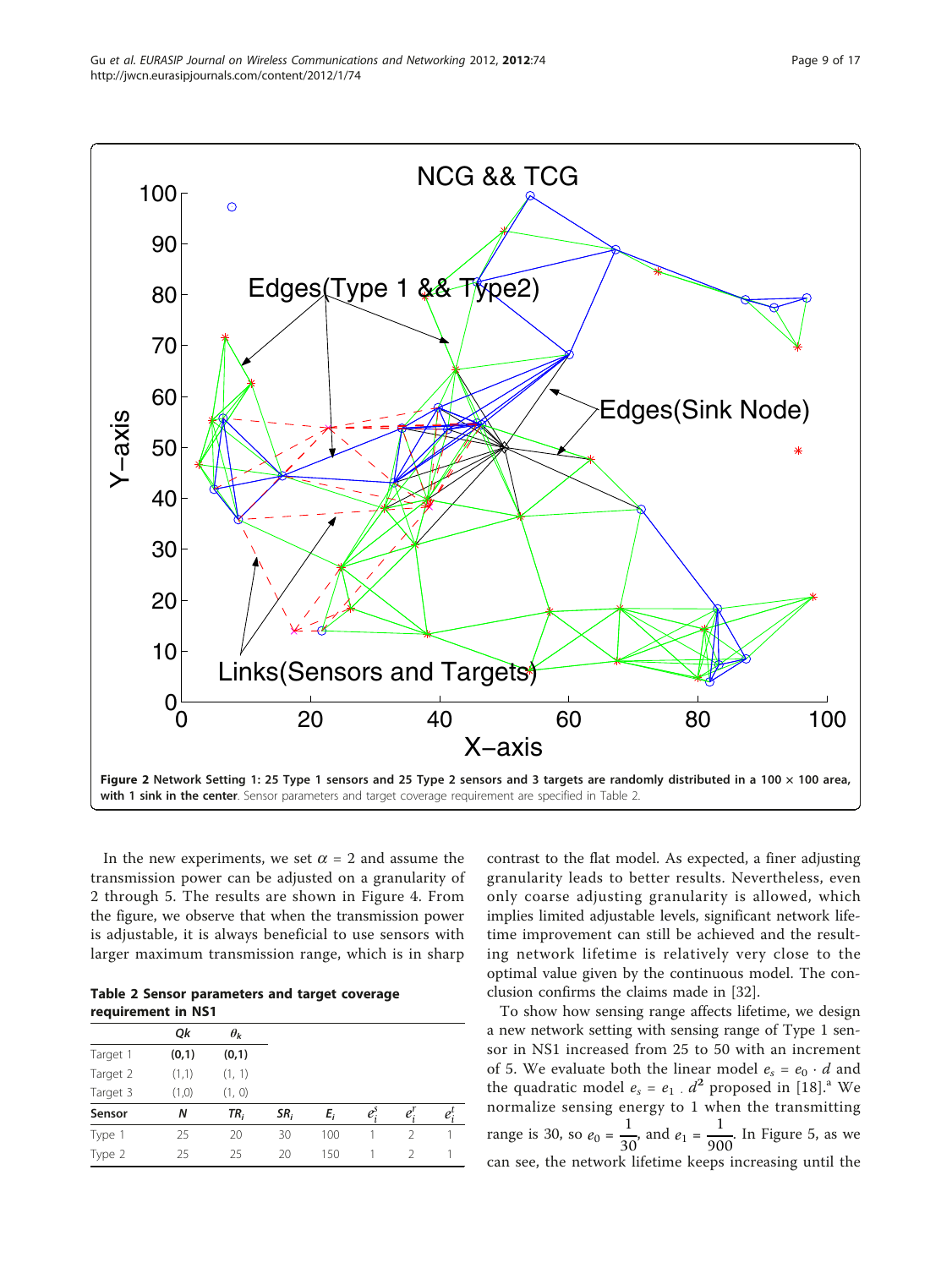**Figure 2 Network Setting 1: 25 Type 1 sensors and 25 Type 2 sensors and 3 targets are randomly distributed in a 100 × 100 area, with 1 sink in the center**. Sensor parameters and target coverage requirement are specified in Table 2.

In the new experiments, we set $\alpha = 2$ and assume the transmission power can be adjusted on a granularity of 2 through 5. The results are shown in Figure 4. From the figure, we observe that when the transmission power is adjustable, it is always beneficial to use sensors with larger maximum transmission range, which is in sharp contrast to the flat model. As expected, a finer adjusting granularity leads to better results. Nevertheless, even only coarse adjusting granularity is allowed, which implies limited adjustable levels, significant network lifetime improvement can still be achieved and the resulting network lifetime is relatively very close to the optimal value given by the continuous model. The conclusion confirms the claims made in [32].

**Table 2 Sensor parameters and target coverage requirement in NS1**

| | Qk | $\theta_k$ | | | | | |
|---|---|---|---|---|---|---|---|
| Target 1 | **(0,1)** | **(0,1)** | | | | | |
| Target 2 | (1,1) | (1, 1) | | | | | |
| Target 3 | (1,0) | (1, 0) | | | | | |
| **Sensor** | **N** | **$TR_i$** | **$SR_i$** | **$E_i$** | **$e_i^s$** | **$e_i^r$** | **$e_i^t$** |
| Type 1 | 25 | 20 | 30 | 100 | 1 | 2 | 1 |
| Type 2 | 25 | 25 | 20 | 150 | 1 | 2 | 1 |

To show how sensing range affects lifetime, we design a new network setting with sensing range of Type 1 sensor in NS1 increased from 25 to 50 with an increment of 5. We evaluate both the linear model $e_s = e_0 \cdot d$ and the quadratic model $e_s = e_1 \cdot d^2$ proposed in [18].[a] We normalize sensing energy to 1 when the transmitting range is 30, so $e_0 = \frac{1}{30}$, and $e_1 = \frac{1}{900}$. In Figure 5, as we can see, the network lifetime keeps increasing until the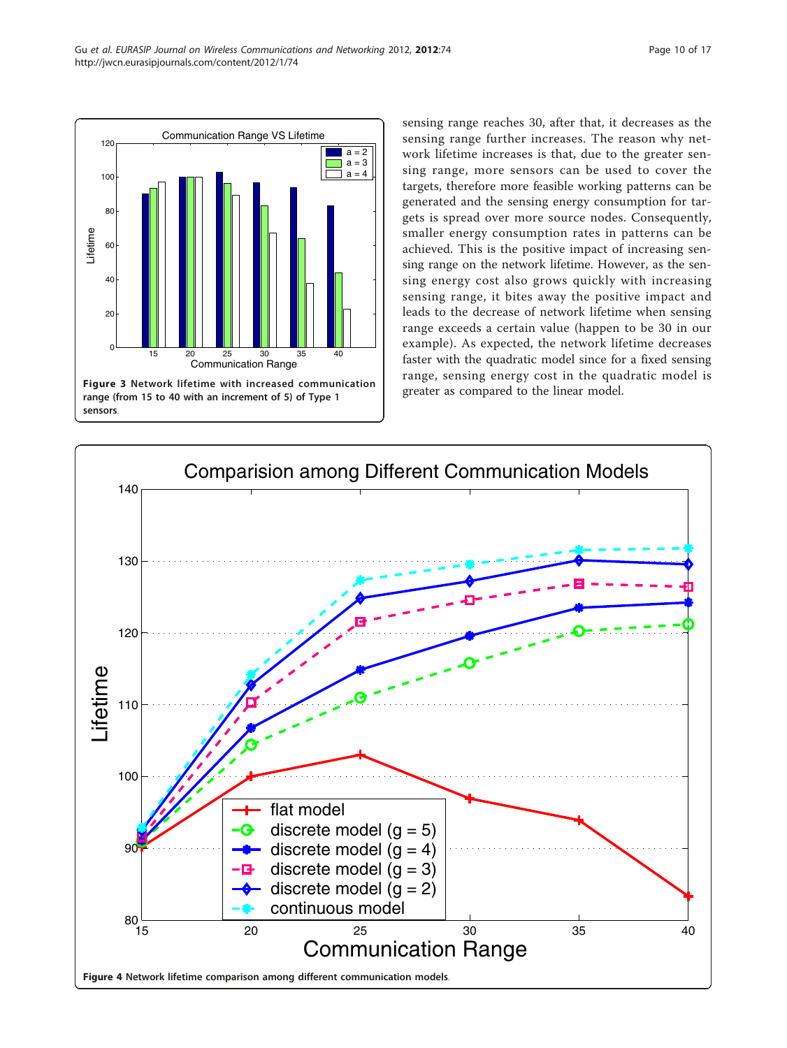**Figure 3 Network lifetime with increased communication range (from 15 to 40 with an increment of 5) of Type 1 sensors**.

sensing range reaches 30, after that, it decreases as the sensing range further increases. The reason why network lifetime increases is that, due to the greater sensing range, more sensors can be used to cover the targets, therefore more feasible working patterns can be generated and the sensing energy consumption for targets is spread over more source nodes. Consequently, smaller energy consumption rates in patterns can be achieved. This is the positive impact of increasing sensing range on the network lifetime. However, as the sensing energy cost also grows quickly with increasing sensing range, it bites away the positive impact and leads to the decrease of network lifetime when sensing range exceeds a certain value (happen to be 30 in our example). As expected, the network lifetime decreases faster with the quadratic model since for a fixed sensing range, sensing energy cost in the quadratic model is greater as compared to the linear model.

**Figure 4 Network lifetime comparison among different communication models**.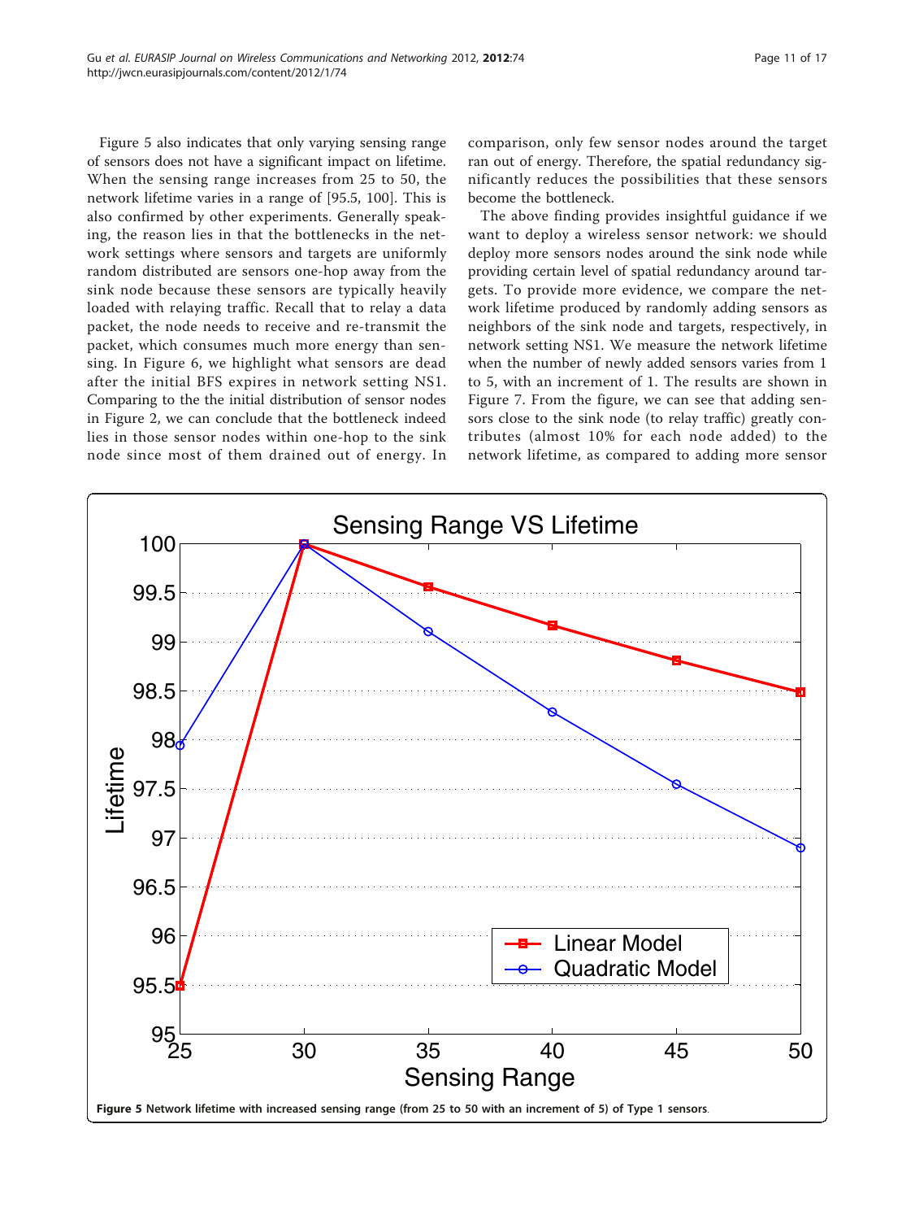Figure 5 also indicates that only varying sensing range of sensors does not have a significant impact on lifetime. When the sensing range increases from 25 to 50, the network lifetime varies in a range of [95.5, 100]. This is also confirmed by other experiments. Generally speaking, the reason lies in that the bottlenecks in the network settings where sensors and targets are uniformly random distributed are sensors one-hop away from the sink node because these sensors are typically heavily loaded with relaying traffic. Recall that to relay a data packet, the node needs to receive and re-transmit the packet, which consumes much more energy than sensing. In Figure 6, we highlight what sensors are dead after the initial BFS expires in network setting NS1. Comparing to the the initial distribution of sensor nodes in Figure 2, we can conclude that the bottleneck indeed lies in those sensor nodes within one-hop to the sink node since most of them drained out of energy. In comparison, only few sensor nodes around the target ran out of energy. Therefore, the spatial redundancy significantly reduces the possibilities that these sensors become the bottleneck.

The above finding provides insightful guidance if we want to deploy a wireless sensor network: we should deploy more sensors nodes around the sink node while providing certain level of spatial redundancy around targets. To provide more evidence, we compare the network lifetime produced by randomly adding sensors as neighbors of the sink node and targets, respectively, in network setting NS1. We measure the network lifetime when the number of newly added sensors varies from 1 to 5, with an increment of 1. The results are shown in Figure 7. From the figure, we can see that adding sensors close to the sink node (to relay traffic) greatly contributes (almost 10% for each node added) to the network lifetime, as compared to adding more sensor

**Figure 5** Network lifetime with increased sensing range (from 25 to 50 with an increment of 5) of Type 1 sensors.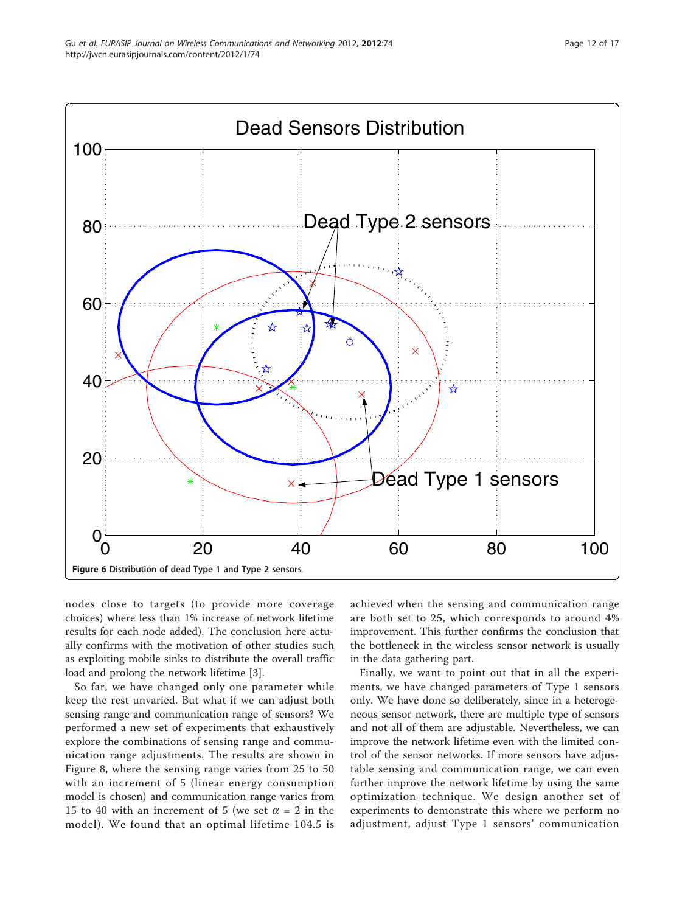Figure 6 Distribution of dead Type 1 and Type 2 sensors.

nodes close to targets (to provide more coverage choices) where less than 1% increase of network lifetime results for each node added). The conclusion here actually confirms with the motivation of other studies such as exploiting mobile sinks to distribute the overall traffic load and prolong the network lifetime [3].

So far, we have changed only one parameter while keep the rest unvaried. But what if we can adjust both sensing range and communication range of sensors? We performed a new set of experiments that exhaustively explore the combinations of sensing range and communication range adjustments. The results are shown in Figure 8, where the sensing range varies from 25 to 50 with an increment of 5 (linear energy consumption model is chosen) and communication range varies from 15 to 40 with an increment of 5 (we set $\alpha = 2$ in the model). We found that an optimal lifetime 104.5 is achieved when the sensing and communication range are both set to 25, which corresponds to around 4% improvement. This further confirms the conclusion that the bottleneck in the wireless sensor network is usually in the data gathering part.

Finally, we want to point out that in all the experiments, we have changed parameters of Type 1 sensors only. We have done so deliberately, since in a heterogeneous sensor network, there are multiple type of sensors and not all of them are adjustable. Nevertheless, we can improve the network lifetime even with the limited control of the sensor networks. If more sensors have adjustable sensing and communication range, we can even further improve the network lifetime by using the same optimization technique. We design another set of experiments to demonstrate this where we perform no adjustment, adjust Type 1 sensors' communication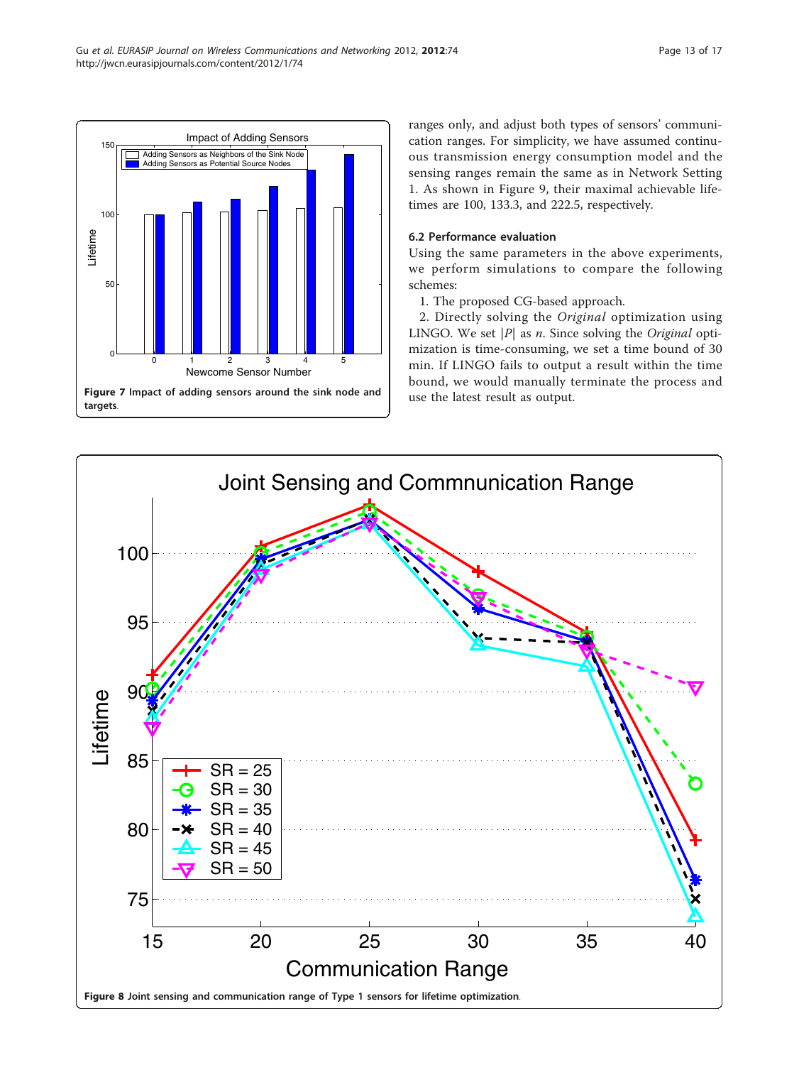Figure 7 Impact of adding sensors around the sink node and targets.

ranges only, and adjust both types of sensors' communication ranges. For simplicity, we have assumed continuous transmission energy consumption model and the sensing ranges remain the same as in Network Setting 1. As shown in Figure 9, their maximal achievable lifetimes are 100, 133.3, and 222.5, respectively.

### 6.2 Performance evaluation

Using the same parameters in the above experiments, we perform simulations to compare the following schemes:

1. The proposed CG-based approach.
2. Directly solving the *Original* optimization using LINGO. We set $|P|$ as $n$. Since solving the *Original* optimization is time-consuming, we set a time bound of 30 min. If LINGO fails to output a result within the time bound, we would manually terminate the process and use the latest result as output.

Figure 8 Joint sensing and communication range of Type 1 sensors for lifetime optimization.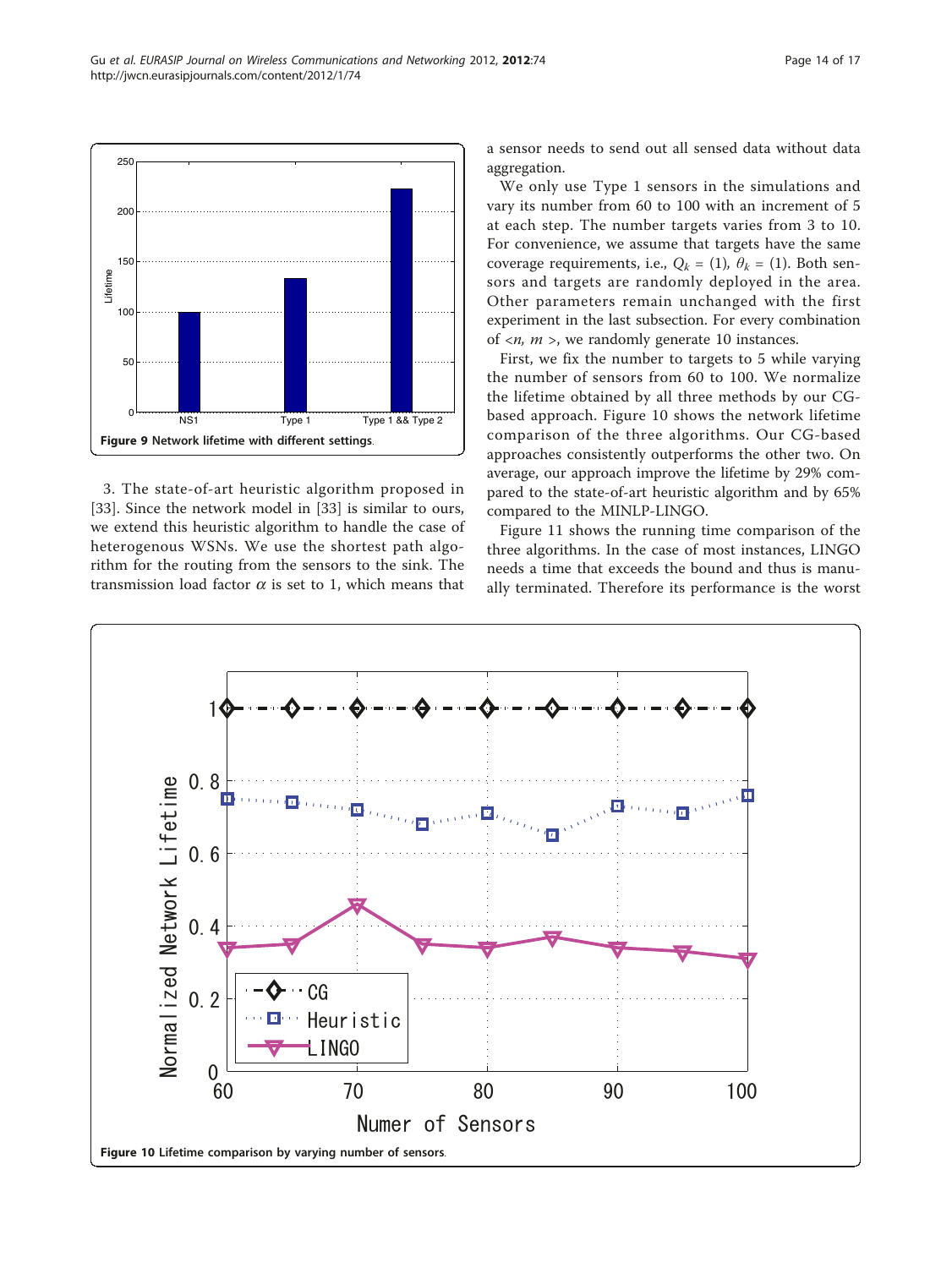Figure 9 Network lifetime with different settings.

3. The state-of-art heuristic algorithm proposed in [33]. Since the network model in [33] is similar to ours, we extend this heuristic algorithm to handle the case of heterogenous WSNs. We use the shortest path algorithm for the routing from the sensors to the sink. The transmission load factor $\alpha$ is set to 1, which means that a sensor needs to send out all sensed data without data aggregation.

We only use Type 1 sensors in the simulations and vary its number from 60 to 100 with an increment of 5 at each step. The number targets varies from 3 to 10. For convenience, we assume that targets have the same coverage requirements, i.e., $Q_k = (1)$, $\theta_k = (1)$. Both sensors and targets are randomly deployed in the area. Other parameters remain unchanged with the first experiment in the last subsection. For every combination of $<n, m>$, we randomly generate 10 instances.

First, we fix the number to targets to 5 while varying the number of sensors from 60 to 100. We normalize the lifetime obtained by all three methods by our CG-based approach. Figure 10 shows the network lifetime comparison of the three algorithms. Our CG-based approaches consistently outperforms the other two. On average, our approach improve the lifetime by 29% compared to the state-of-art heuristic algorithm and by 65% compared to the MINLP-LINGO.

Figure 11 shows the running time comparison of the three algorithms. In the case of most instances, LINGO needs a time that exceeds the bound and thus is manually terminated. Therefore its performance is the worst

Figure 10 Lifetime comparison by varying number of sensors.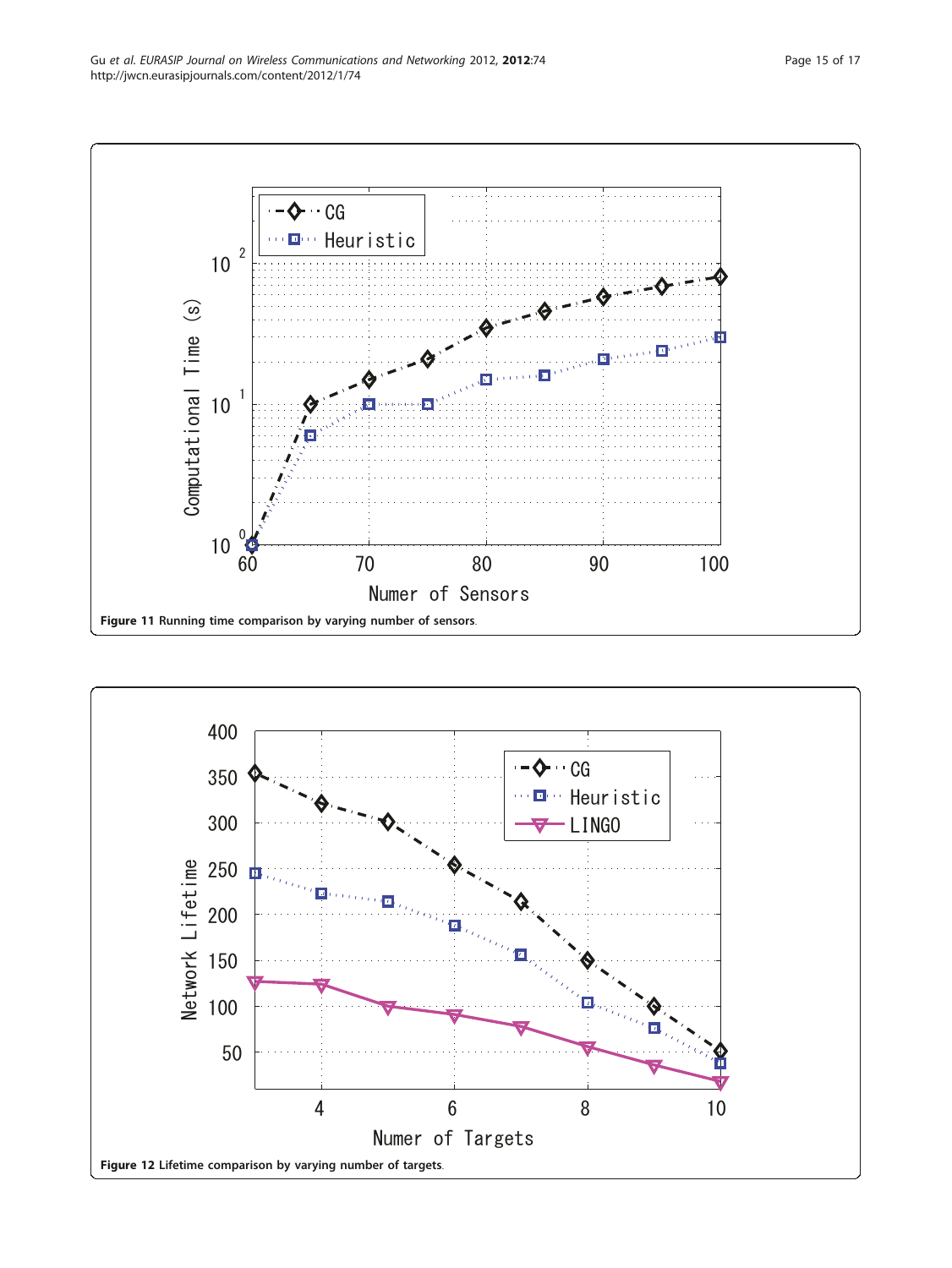Figure 11 Running time comparison by varying number of sensors.

Figure 12 Lifetime comparison by varying number of targets.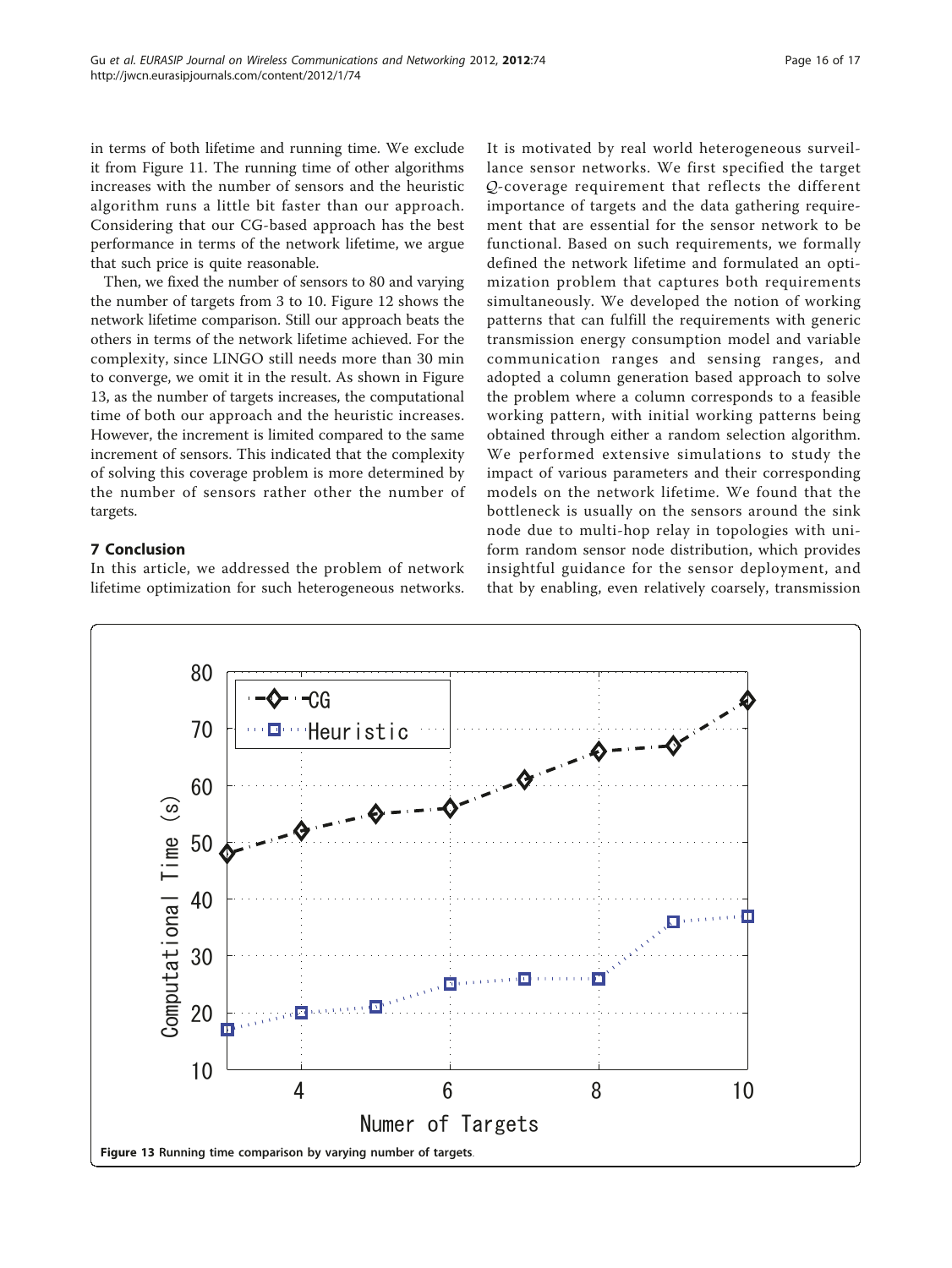in terms of both lifetime and running time. We exclude it from Figure 11. The running time of other algorithms increases with the number of sensors and the heuristic algorithm runs a little bit faster than our approach. Considering that our CG-based approach has the best performance in terms of the network lifetime, we argue that such price is quite reasonable.

Then, we fixed the number of sensors to 80 and varying the number of targets from 3 to 10. Figure 12 shows the network lifetime comparison. Still our approach beats the others in terms of the network lifetime achieved. For the complexity, since LINGO still needs more than 30 min to converge, we omit it in the result. As shown in Figure 13, as the number of targets increases, the computational time of both our approach and the heuristic increases. However, the increment is limited compared to the same increment of sensors. This indicated that the complexity of solving this coverage problem is more determined by the number of sensors rather other the number of targets.

## 7 Conclusion

In this article, we addressed the problem of network lifetime optimization for such heterogeneous networks. It is motivated by real world heterogeneous surveillance sensor networks. We first specified the target $\mathcal{Q}$-coverage requirement that reflects the different importance of targets and the data gathering requirement that are essential for the sensor network to be functional. Based on such requirements, we formally defined the network lifetime and formulated an optimization problem that captures both requirements simultaneously. We developed the notion of working patterns that can fulfill the requirements with generic transmission energy consumption model and variable communication ranges and sensing ranges, and adopted a column generation based approach to solve the problem where a column corresponds to a feasible working pattern, with initial working patterns being obtained through either a random selection algorithm. We performed extensive simulations to study the impact of various parameters and their corresponding models on the network lifetime. We found that the bottleneck is usually on the sensors around the sink node due to multi-hop relay in topologies with uniform random sensor node distribution, which provides insightful guidance for the sensor deployment, and that by enabling, even relatively coarsely, transmission

**Figure 13 Running time comparison by varying number of targets.**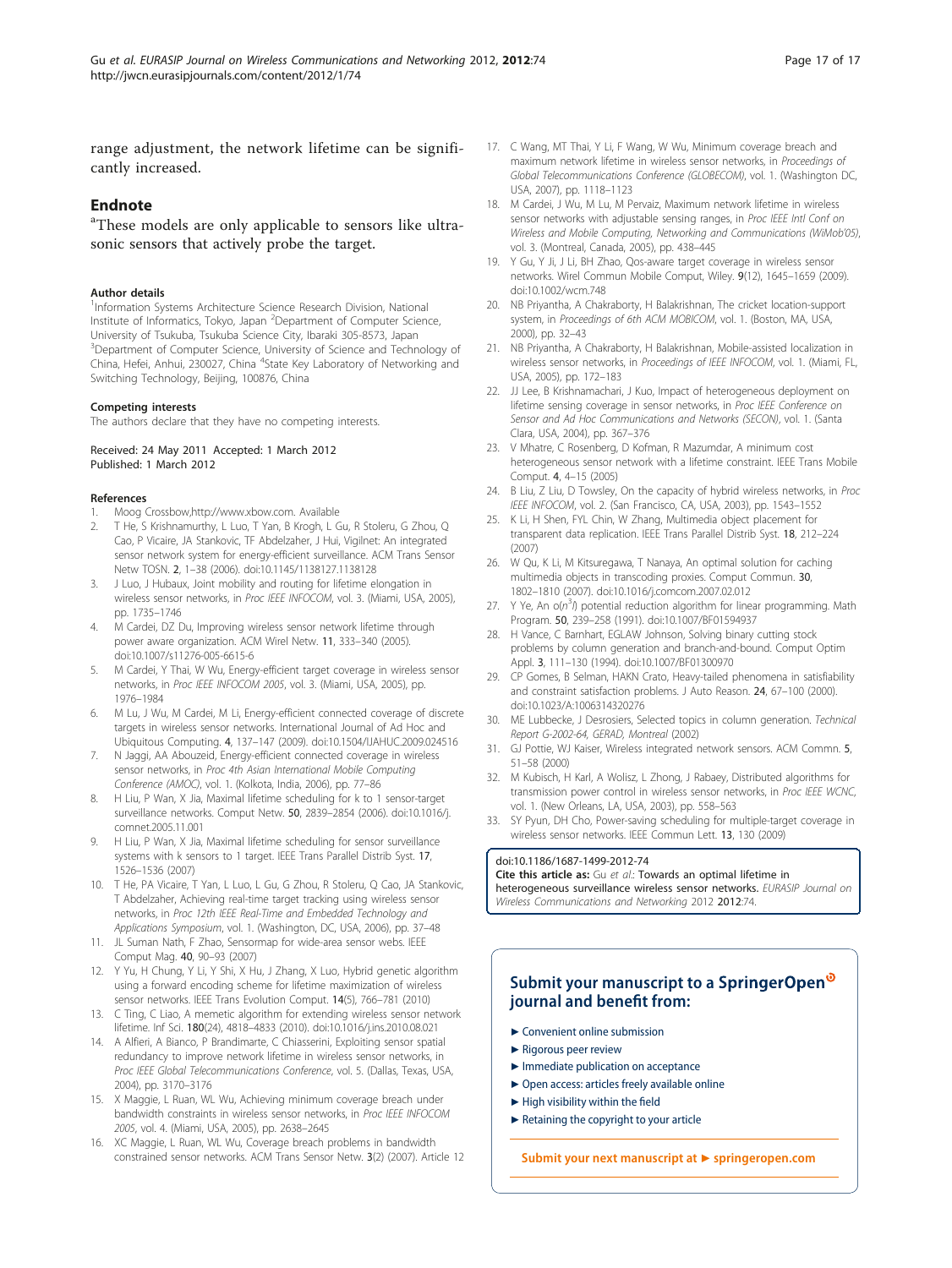range adjustment, the network lifetime can be significantly increased.

## Endnote

[a]These models are only applicable to sensors like ultrasonic sensors that actively probe the target.

#### Author details

[1]Information Systems Architecture Science Research Division, National Institute of Informatics, Tokyo, Japan [2]Department of Computer Science, University of Tsukuba, Tsukuba Science City, Ibaraki 305-8573, Japan [3]Department of Computer Science, University of Science and Technology of China, Hefei, Anhui, 230027, China [4]State Key Laboratory of Networking and Switching Technology, Beijing, 100876, China

#### Competing interests

The authors declare that they have no competing interests.

Received: 24 May 2011 Accepted: 1 March 2012
Published: 1 March 2012

#### References

1. Moog Crossbow,http://www.xbow.com. Available
2. T He, S Krishnamurthy, L Luo, T Yan, B Krogh, L Gu, R Stoleru, G Zhou, Q Cao, P Vicaire, JA Stankovic, TF Abdelzaher, J Hui, Vigilnet: An integrated sensor network system for energy-efficient surveillance. ACM Trans Sensor Netw TOSN. **2**, 1–38 (2006). doi:10.1145/1138127.1138128
3. J Luo, J Hubaux, Joint mobility and routing for lifetime elongation in wireless sensor networks, in *Proc IEEE INFOCOM*, vol. 3. (Miami, USA, 2005), pp. 1735–1746
4. M Cardei, DZ Du, Improving wireless sensor network lifetime through power aware organization. ACM Wirel Netw. **11**, 333–340 (2005). doi:10.1007/s11276-005-6615-6
5. M Cardei, Y Thai, W Wu, Energy-efficient target coverage in wireless sensor networks, in *Proc IEEE INFOCOM 2005*, vol. 3. (Miami, USA, 2005), pp. 1976–1984
6. M Lu, J Wu, M Cardei, M Li, Energy-efficient connected coverage of discrete targets in wireless sensor networks. International Journal of Ad Hoc and Ubiquitous Computing. **4**, 137–147 (2009). doi:10.1504/IJAHUC.2009.024516
7. N Jaggi, AA Abouzeid, Energy-efficient connected coverage in wireless sensor networks, in *Proc 4th Asian International Mobile Computing Conference (AMOC)*, vol. 1. (Kolkota, India, 2006), pp. 77–86
8. H Liu, P Wan, X Jia, Maximal lifetime scheduling for k to 1 sensor-target surveillance networks. Comput Netw. **50**, 2839–2854 (2006). doi:10.1016/j.comnet.2005.11.001
9. H Liu, P Wan, X Jia, Maximal lifetime scheduling for sensor surveillance systems with k sensors to 1 target. IEEE Trans Parallel Distrib Syst. **17**, 1526–1536 (2007)
10. T He, PA Vicaire, T Yan, L Luo, L Gu, G Zhou, R Stoleru, Q Cao, JA Stankovic, T Abdelzaher, Achieving real-time target tracking using wireless sensor networks, in *Proc 12th IEEE Real-Time and Embedded Technology and Applications Symposium*, vol. 1. (Washington, DC, USA, 2006), pp. 37–48
11. JL Suman Nath, F Zhao, Sensormap for wide-area sensor webs. IEEE Comput Mag. **40**, 90–93 (2007)
12. Y Yu, H Chung, Y Li, Y Shi, X Hu, J Zhang, X Luo, Hybrid genetic algorithm using a forward encoding scheme for lifetime maximization of wireless sensor networks. IEEE Trans Evolution Comput. **14**(5), 766–781 (2010)
13. C Ting, C Liao, A memetic algorithm for extending wireless sensor network lifetime. Inf Sci. **180**(24), 4818–4833 (2010). doi:10.1016/j.ins.2010.08.021
14. A Alfieri, A Bianco, P Brandimarte, C Chiasserini, Exploiting sensor spatial redundancy to improve network lifetime in wireless sensor networks, in *Proc IEEE Global Telecommunications Conference*, vol. 5. (Dallas, Texas, USA, 2004), pp. 3170–3176
15. X Maggie, L Ruan, WL Wu, Achieving minimum coverage breach under bandwidth constraints in wireless sensor networks, in *Proc IEEE INFOCOM 2005*, vol. 4. (Miami, USA, 2005), pp. 2638–2645
16. XC Maggie, L Ruan, WL Wu, Coverage breach problems in bandwidth constrained sensor networks. ACM Trans Sensor Netw. **3**(2) (2007). Article 12
17. C Wang, MT Thai, Y Li, F Wang, W Wu, Minimum coverage breach and maximum network lifetime in wireless sensor networks, in *Proceedings of Global Telecommunications Conference (GLOBECOM)*, vol. 1. (Washington DC, USA, 2007), pp. 1118–1123
18. M Cardei, J Wu, M Lu, M Pervaiz, Maximum network lifetime in wireless sensor networks with adjustable sensing ranges, in *Proc IEEE Intl Conf on Wireless and Mobile Computing, Networking and Communications (WiMob'05)*, vol. 3. (Montreal, Canada, 2005), pp. 438–445
19. Y Gu, Y Ji, J Li, BH Zhao, Qos-aware target coverage in wireless sensor networks. Wirel Commun Mobile Comput, Wiley. **9**(12), 1645–1659 (2009). doi:10.1002/wcm.748
20. NB Priyantha, A Chakraborty, H Balakrishnan, The cricket location-support system, in *Proceedings of 6th ACM MOBICOM*, vol. 1. (Boston, MA, USA, 2000), pp. 32–43
21. NB Priyantha, A Chakraborty, H Balakrishnan, Mobile-assisted localization in wireless sensor networks, in *Proceedings of IEEE INFOCOM*, vol. 1. (Miami, FL, USA, 2005), pp. 172–183
22. JJ Lee, B Krishnamachari, J Kuo, Impact of heterogeneous deployment on lifetime sensing coverage in sensor networks, in *Proc IEEE Conference on Sensor and Ad Hoc Communications and Networks (SECON)*, vol. 1. (Santa Clara, USA, 2004), pp. 367–376
23. V Mhatre, C Rosenberg, D Kofman, R Mazumdar, A minimum cost heterogeneous sensor network with a lifetime constraint. IEEE Trans Mobile Comput. **4**, 4–15 (2005)
24. B Liu, Z Liu, D Towsley, On the capacity of hybrid wireless networks, in *Proc IEEE INFOCOM*, vol. 2. (San Francisco, CA, USA, 2003), pp. 1543–1552
25. K Li, H Shen, FYL Chin, W Zhang, Multimedia object placement for transparent data replication. IEEE Trans Parallel Distrib Syst. **18**, 212–224 (2007)
26. W Qu, K Li, M Kitsuregawa, T Nanaya, An optimal solution for caching multimedia objects in transcoding proxies. Comput Commun. **30**, 1802–1810 (2007). doi:10.1016/j.comcom.2007.02.012
27. Y Ye, An $o(n^3l)$ potential reduction algorithm for linear programming. Math Program. **50**, 239–258 (1991). doi:10.1007/BF01594937
28. H Vance, C Barnhart, EGLAW Johnson, Solving binary cutting stock problems by column generation and branch-and-bound. Comput Optim Appl. **3**, 111–130 (1994). doi:10.1007/BF01300970
29. CP Gomes, B Selman, HAKN Crato, Heavy-tailed phenomena in satisfiability and constraint satisfaction problems. J Auto Reason. **24**, 67–100 (2000). doi:10.1023/A:1006314320276
30. ME Lubbecke, J Desrosiers, Selected topics in column generation. *Technical Report G-2002-64, GERAD, Montreal* (2002)
31. GJ Pottie, WJ Kaiser, Wireless integrated network sensors. ACM Commn. **5**, 51–58 (2000)
32. M Kubisch, H Karl, A Wolisz, L Zhong, J Rabaey, Distributed algorithms for transmission power control in wireless sensor networks, in *Proc IEEE WCNC*, vol. 1. (New Orleans, LA, USA, 2003), pp. 558–563
33. SY Pyun, DH Cho, Power-saving scheduling for multiple-target coverage in wireless sensor networks. IEEE Commun Lett. **13**, 130 (2009)

doi:10.1186/1687-1499-2012-74
**Cite this article as:** Gu *et al.*: Towards an optimal lifetime in heterogeneous surveillance wireless sensor networks. *EURASIP Journal on Wireless Communications and Networking* 2012 **2012**:74.

**Submit your manuscript to a SpringerOpen journal and benefit from:**

- Convenient online submission
- Rigorous peer review
- Immediate publication on acceptance
- Open access: articles freely available online
- High visibility within the field
- Retaining the copyright to your article

**Submit your next manuscript at ► springeropen.com**